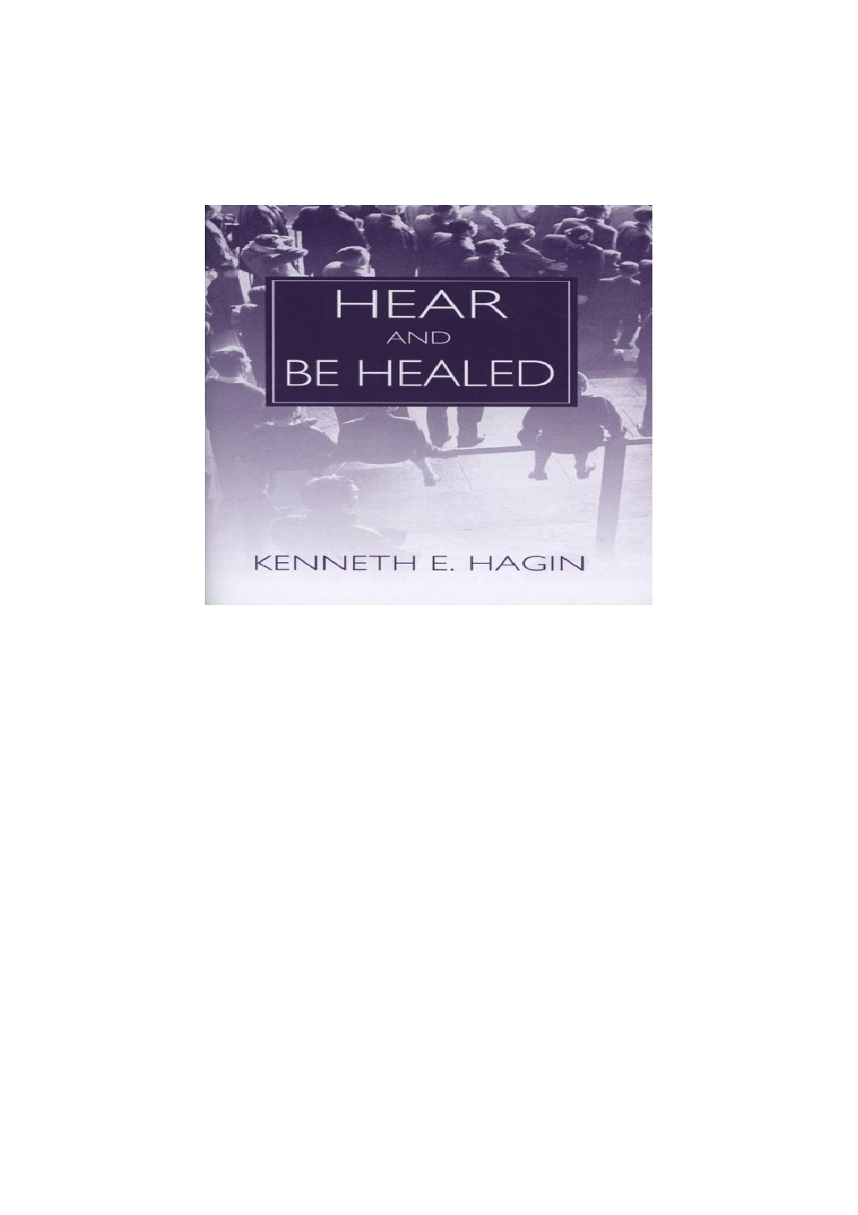# HEAR AND BE HEALED

KENNETH E. HAGIN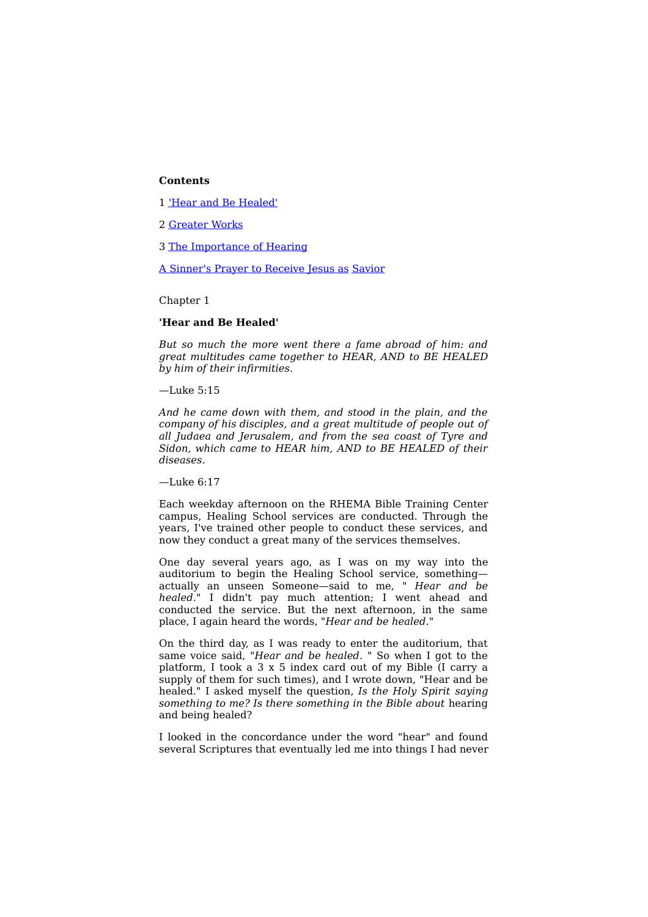**Contents**

1 'Hear and Be Healed'

2 Greater Works

3 The Importance of Hearing

A Sinner's Prayer to Receive Jesus as Savior

Chapter 1

## 'Hear and Be Healed'

*But so much the more went there a fame abroad of him: and great multitudes came together to HEAR, AND to BE HEALED by him of their infirmities.*

—Luke 5:15

*And he came down with them, and stood in the plain, and the company of his disciples, and a great multitude of people out of all Judaea and Jerusalem, and from the sea coast of Tyre and Sidon, which came to HEAR him, AND to BE HEALED of their diseases.*

—Luke 6:17

Each weekday afternoon on the RHEMA Bible Training Center campus, Healing School services are conducted. Through the years, I've trained other people to conduct these services, and now they conduct a great many of the services themselves.

One day several years ago, as I was on my way into the auditorium to begin the Healing School service, something—actually an unseen Someone—said to me, " *Hear and be healed.*" I didn't pay much attention; I went ahead and conducted the service. But the next afternoon, in the same place, I again heard the words, "*Hear and be healed*."

On the third day, as I was ready to enter the auditorium, that same voice said, "*Hear and be healed.* " So when I got to the platform, I took a 3 x 5 index card out of my Bible (I carry a supply of them for such times), and I wrote down, "Hear and be healed." I asked myself the question, *Is the Holy Spirit saying something to me? Is there something in the Bible about* hearing and being healed?

I looked in the concordance under the word "hear" and found several Scriptures that eventually led me into things I had never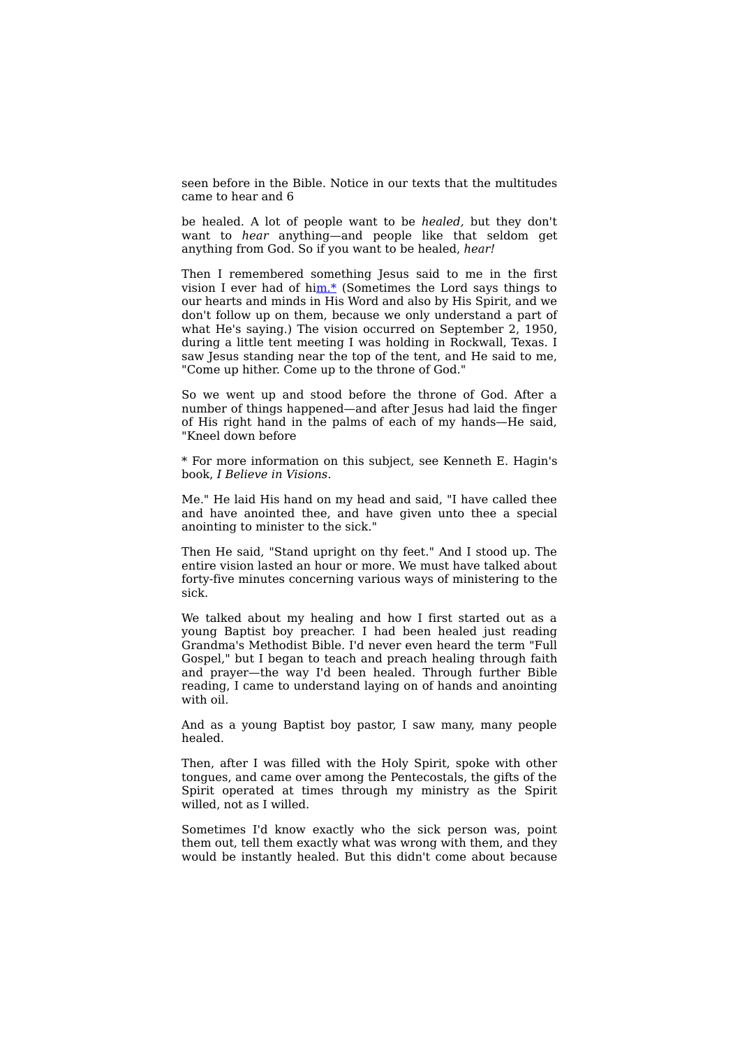seen before in the Bible. Notice in our texts that the multitudes came to hear and 6

be healed. A lot of people want to be *healed,* but they don't want to *hear* anything—and people like that seldom get anything from God. So if you want to be healed, *hear!*

Then I remembered something Jesus said to me in the first vision I ever had of him.* (Sometimes the Lord says things to our hearts and minds in His Word and also by His Spirit, and we don't follow up on them, because we only understand a part of what He's saying.) The vision occurred on September 2, 1950, during a little tent meeting I was holding in Rockwall, Texas. I saw Jesus standing near the top of the tent, and He said to me, "Come up hither. Come up to the throne of God."

So we went up and stood before the throne of God. After a number of things happened—and after Jesus had laid the finger of His right hand in the palms of each of my hands—He said, "Kneel down before

* For more information on this subject, see Kenneth E. Hagin's book, *I Believe in Visions*.

Me." He laid His hand on my head and said, "I have called thee and have anointed thee, and have given unto thee a special anointing to minister to the sick."

Then He said, "Stand upright on thy feet." And I stood up. The entire vision lasted an hour or more. We must have talked about forty-five minutes concerning various ways of ministering to the sick.

We talked about my healing and how I first started out as a young Baptist boy preacher. I had been healed just reading Grandma's Methodist Bible. I'd never even heard the term "Full Gospel," but I began to teach and preach healing through faith and prayer—the way I'd been healed. Through further Bible reading, I came to understand laying on of hands and anointing with oil.

And as a young Baptist boy pastor, I saw many, many people healed.

Then, after I was filled with the Holy Spirit, spoke with other tongues, and came over among the Pentecostals, the gifts of the Spirit operated at times through my ministry as the Spirit willed, not as I willed.

Sometimes I'd know exactly who the sick person was, point them out, tell them exactly what was wrong with them, and they would be instantly healed. But this didn't come about because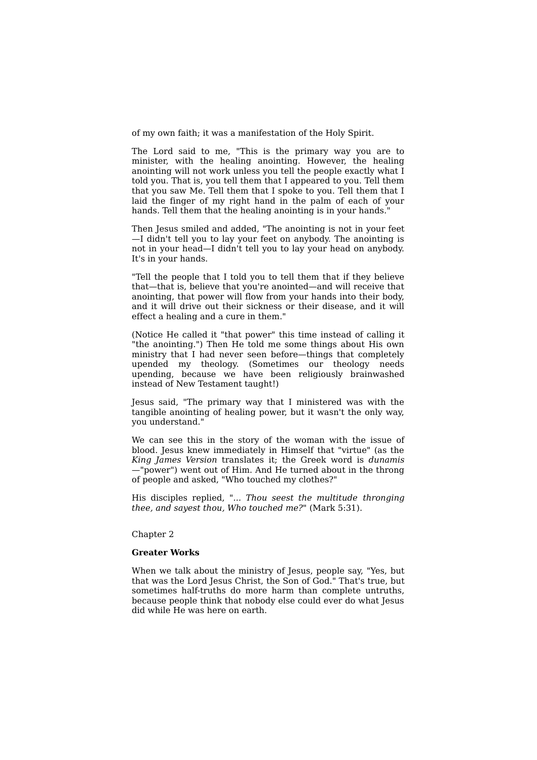of my own faith; it was a manifestation of the Holy Spirit.

The Lord said to me, "This is the primary way you are to minister, with the healing anointing. However, the healing anointing will not work unless you tell the people exactly what I told you. That is, you tell them that I appeared to you. Tell them that you saw Me. Tell them that I spoke to you. Tell them that I laid the finger of my right hand in the palm of each of your hands. Tell them that the healing anointing is in your hands."

Then Jesus smiled and added, "The anointing is not in your feet—I didn't tell you to lay your feet on anybody. The anointing is not in your head—I didn't tell you to lay your head on anybody. It's in your hands.

"Tell the people that I told you to tell them that if they believe that—that is, believe that you're anointed—and will receive that anointing, that power will flow from your hands into their body, and it will drive out their sickness or their disease, and it will effect a healing and a cure in them."

(Notice He called it "that power" this time instead of calling it "the anointing.") Then He told me some things about His own ministry that I had never seen before—things that completely upended my theology. (Sometimes our theology needs upending, because we have been religiously brainwashed instead of New Testament taught!)

Jesus said, "The primary way that I ministered was with the tangible anointing of healing power, but it wasn't the only way, you understand."

We can see this in the story of the woman with the issue of blood. Jesus knew immediately in Himself that "virtue" (as the *King James Version* translates it; the Greek word is *dunamis*—"power") went out of Him. And He turned about in the throng of people and asked, "Who touched my clothes?"

His disciples replied, "... *Thou seest the multitude thronging thee, and sayest thou, Who touched me?*" (Mark 5:31).

Chapter 2

## Greater Works

When we talk about the ministry of Jesus, people say, "Yes, but that was the Lord Jesus Christ, the Son of God." That's true, but sometimes half-truths do more harm than complete untruths, because people think that nobody else could ever do what Jesus did while He was here on earth.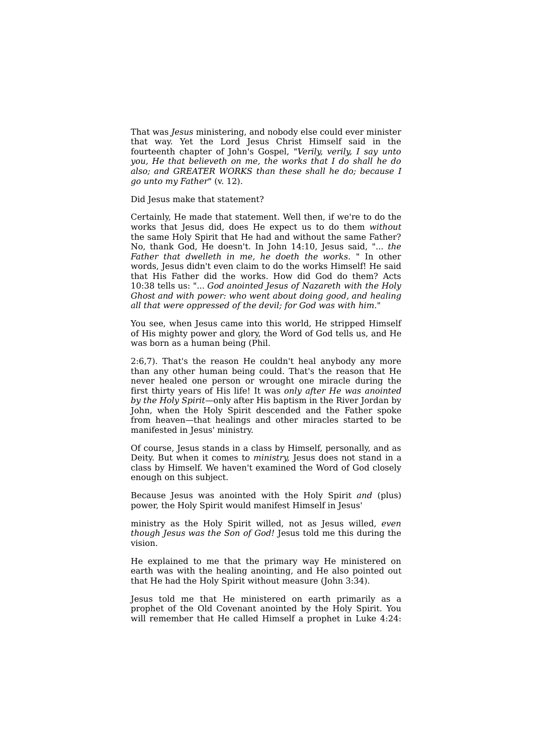That was *Jesus* ministering, and nobody else could ever minister that way. Yet the Lord Jesus Christ Himself said in the fourteenth chapter of John's Gospel, "*Verily, verily, I say unto you, He that believeth on me, the works that I do shall he do also; and GREATER WORKS than these shall he do; because I go unto my Father*" (v. 12).

Did Jesus make that statement?

Certainly, He made that statement. Well then, if we're to do the works that Jesus did, does He expect us to do them *without* the same Holy Spirit that He had and without the same Father? No, thank God, He doesn't. In John 14:10, Jesus said, "... *the Father that dwelleth in me, he doeth the works.* " In other words, Jesus didn't even claim to do the works Himself! He said that His Father did the works. How did God do them? Acts 10:38 tells us: "... *God anointed Jesus of Nazareth with the Holy Ghost and with power: who went about doing good, and healing all that were oppressed of the devil; for God was with him.*"

You see, when Jesus came into this world, He stripped Himself of His mighty power and glory, the Word of God tells us, and He was born as a human being (Phil.

2:6,7). That's the reason He couldn't heal anybody any more than any other human being could. That's the reason that He never healed one person or wrought one miracle during the first thirty years of His life! It was *only after He was anointed by the Holy Spirit*—only after His baptism in the River Jordan by John, when the Holy Spirit descended and the Father spoke from heaven—that healings and other miracles started to be manifested in Jesus' ministry.

Of course, Jesus stands in a class by Himself, personally, and as Deity. But when it comes to *ministry,* Jesus does not stand in a class by Himself. We haven't examined the Word of God closely enough on this subject.

Because Jesus was anointed with the Holy Spirit *and* (plus) power, the Holy Spirit would manifest Himself in Jesus'

ministry as the Holy Spirit willed, not as Jesus willed, *even though Jesus was the Son of God!* Jesus told me this during the vision.

He explained to me that the primary way He ministered on earth was with the healing anointing, and He also pointed out that He had the Holy Spirit without measure (John 3:34).

Jesus told me that He ministered on earth primarily as a prophet of the Old Covenant anointed by the Holy Spirit. You will remember that He called Himself a prophet in Luke 4:24: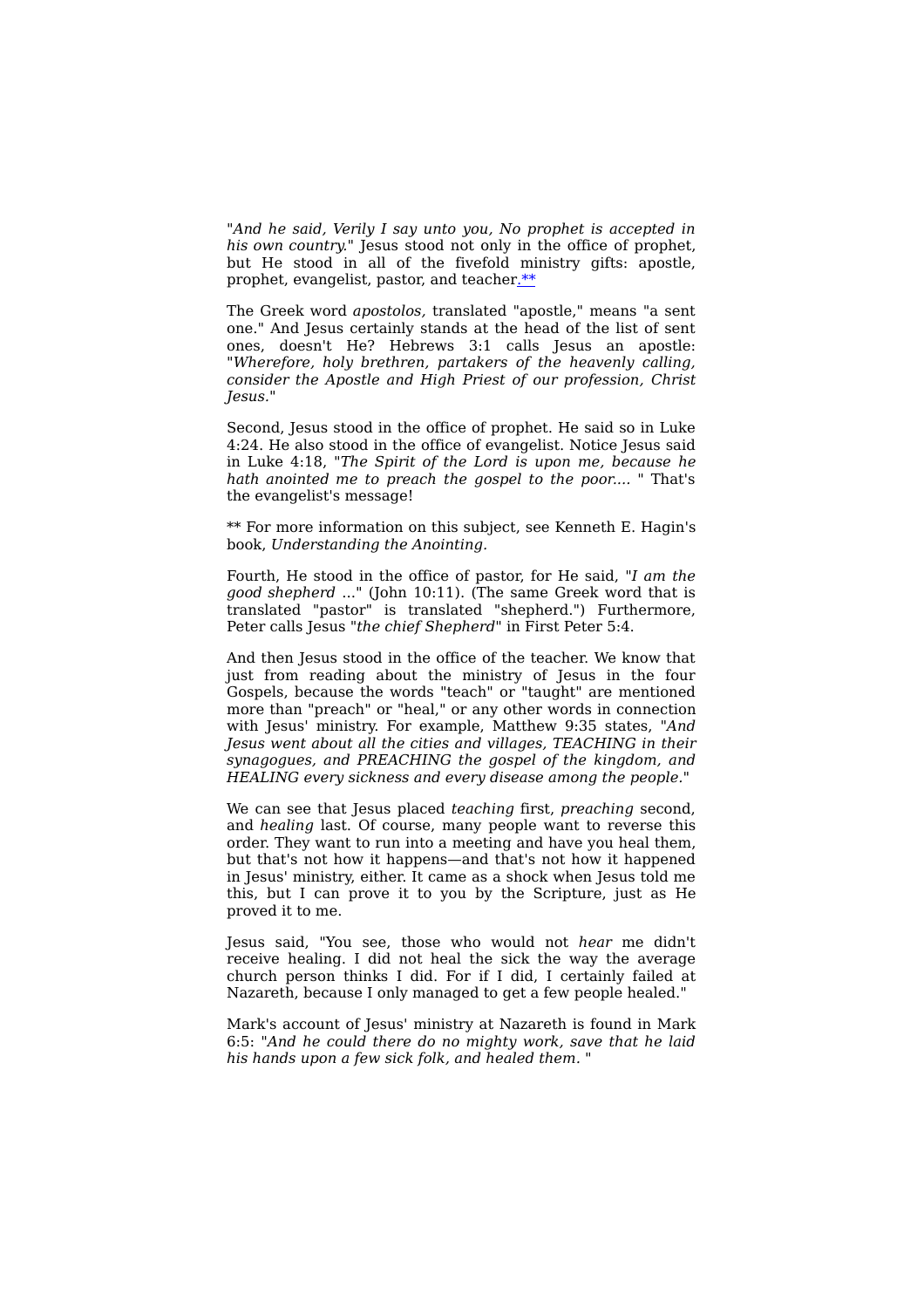"*And he said, Verily I say unto you, No prophet is accepted in his own country.*" Jesus stood not only in the office of prophet, but He stood in all of the fivefold ministry gifts: apostle, prophet, evangelist, pastor, and teacher.**

The Greek word *apostolos,* translated "apostle," means "a sent one." And Jesus certainly stands at the head of the list of sent ones, doesn't He? Hebrews 3:1 calls Jesus an apostle: "*Wherefore, holy brethren, partakers of the heavenly calling, consider the Apostle and High Priest of our profession, Christ Jesus.*"

Second, Jesus stood in the office of prophet. He said so in Luke 4:24. He also stood in the office of evangelist. Notice Jesus said in Luke 4:18, "*The Spirit of the Lord is upon me, because he hath anointed me to preach the gospel to the poor....* " That's the evangelist's message!

** For more information on this subject, see Kenneth E. Hagin's book, *Understanding the Anointing.*

Fourth, He stood in the office of pastor, for He said, "*I am the good shepherd ...*" (John 10:11). (The same Greek word that is translated "pastor" is translated "shepherd.") Furthermore, Peter calls Jesus "*the chief Shepherd*" in First Peter 5:4.

And then Jesus stood in the office of the teacher. We know that just from reading about the ministry of Jesus in the four Gospels, because the words "teach" or "taught" are mentioned more than "preach" or "heal," or any other words in connection with Jesus' ministry. For example, Matthew 9:35 states, "*And Jesus went about all the cities and villages, TEACHING in their synagogues, and PREACHING the gospel of the kingdom, and HEALING every sickness and every disease among the people.*"

We can see that Jesus placed *teaching* first, *preaching* second, and *healing* last. Of course, many people want to reverse this order. They want to run into a meeting and have you heal them, but that's not how it happens—and that's not how it happened in Jesus' ministry, either. It came as a shock when Jesus told me this, but I can prove it to you by the Scripture, just as He proved it to me.

Jesus said, "You see, those who would not *hear* me didn't receive healing. I did not heal the sick the way the average church person thinks I did. For if I did, I certainly failed at Nazareth, because I only managed to get a few people healed."

Mark's account of Jesus' ministry at Nazareth is found in Mark 6:5: "*And he could there do no mighty work, save that he laid his hands upon a few sick folk, and healed them.* "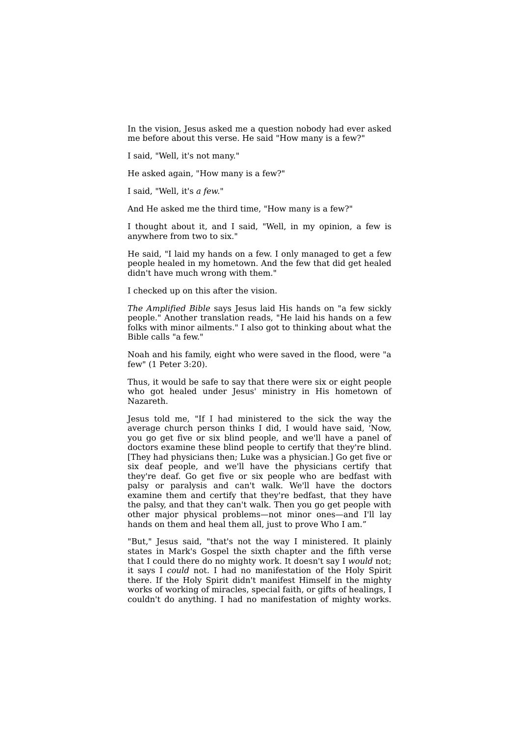In the vision, Jesus asked me a question nobody had ever asked me before about this verse. He said "How many is a few?"

I said, "Well, it's not many."

He asked again, "How many is a few?"

I said, "Well, it's *a few.*"

And He asked me the third time, "How many is a few?"

I thought about it, and I said, "Well, in my opinion, a few is anywhere from two to six."

He said, "I laid my hands on a few. I only managed to get a few people healed in my hometown. And the few that did get healed didn't have much wrong with them."

I checked up on this after the vision.

*The Amplified Bible* says Jesus laid His hands on "a few sickly people." Another translation reads, "He laid his hands on a few folks with minor ailments." I also got to thinking about what the Bible calls "a few."

Noah and his family, eight who were saved in the flood, were "a few" (1 Peter 3:20).

Thus, it would be safe to say that there were six or eight people who got healed under Jesus' ministry in His hometown of Nazareth.

Jesus told me, "If I had ministered to the sick the way the average church person thinks I did, I would have said, 'Now, you go get five or six blind people, and we'll have a panel of doctors examine these blind people to certify that they're blind. [They had physicians then; Luke was a physician.] Go get five or six deaf people, and we'll have the physicians certify that they're deaf. Go get five or six people who are bedfast with palsy or paralysis and can't walk. We'll have the doctors examine them and certify that they're bedfast, that they have the palsy, and that they can't walk. Then you go get people with other major physical problems—not minor ones—and I'll lay hands on them and heal them all, just to prove Who I am."

"But," Jesus said, "that's not the way I ministered. It plainly states in Mark's Gospel the sixth chapter and the fifth verse that I could there do no mighty work. It doesn't say I *would* not; it says I *could* not. I had no manifestation of the Holy Spirit there. If the Holy Spirit didn't manifest Himself in the mighty works of working of miracles, special faith, or gifts of healings, I couldn't do anything. I had no manifestation of mighty works.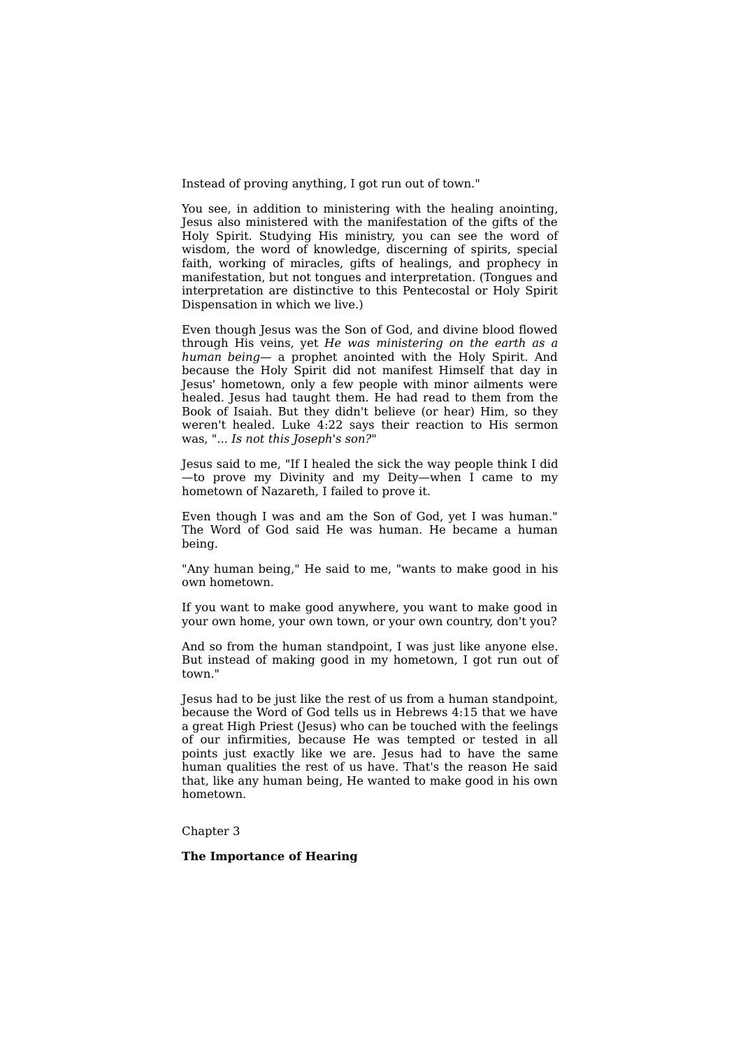Instead of proving anything, I got run out of town."

You see, in addition to ministering with the healing anointing, Jesus also ministered with the manifestation of the gifts of the Holy Spirit. Studying His ministry, you can see the word of wisdom, the word of knowledge, discerning of spirits, special faith, working of miracles, gifts of healings, and prophecy in manifestation, but not tongues and interpretation. (Tongues and interpretation are distinctive to this Pentecostal or Holy Spirit Dispensation in which we live.)

Even though Jesus was the Son of God, and divine blood flowed through His veins, yet *He was ministering on the earth as a human being*— a prophet anointed with the Holy Spirit. And because the Holy Spirit did not manifest Himself that day in Jesus' hometown, only a few people with minor ailments were healed. Jesus had taught them. He had read to them from the Book of Isaiah. But they didn't believe (or hear) Him, so they weren't healed. Luke 4:22 says their reaction to His sermon was, "*... Is not this Joseph's son?*"

Jesus said to me, "If I healed the sick the way people think I did —to prove my Divinity and my Deity—when I came to my hometown of Nazareth, I failed to prove it.

Even though I was and am the Son of God, yet I was human." The Word of God said He was human. He became a human being.

"Any human being," He said to me, "wants to make good in his own hometown.

If you want to make good anywhere, you want to make good in your own home, your own town, or your own country, don't you?

And so from the human standpoint, I was just like anyone else. But instead of making good in my hometown, I got run out of town."

Jesus had to be just like the rest of us from a human standpoint, because the Word of God tells us in Hebrews 4:15 that we have a great High Priest (Jesus) who can be touched with the feelings of our infirmities, because He was tempted or tested in all points just exactly like we are. Jesus had to have the same human qualities the rest of us have. That's the reason He said that, like any human being, He wanted to make good in his own hometown.

Chapter 3

## The Importance of Hearing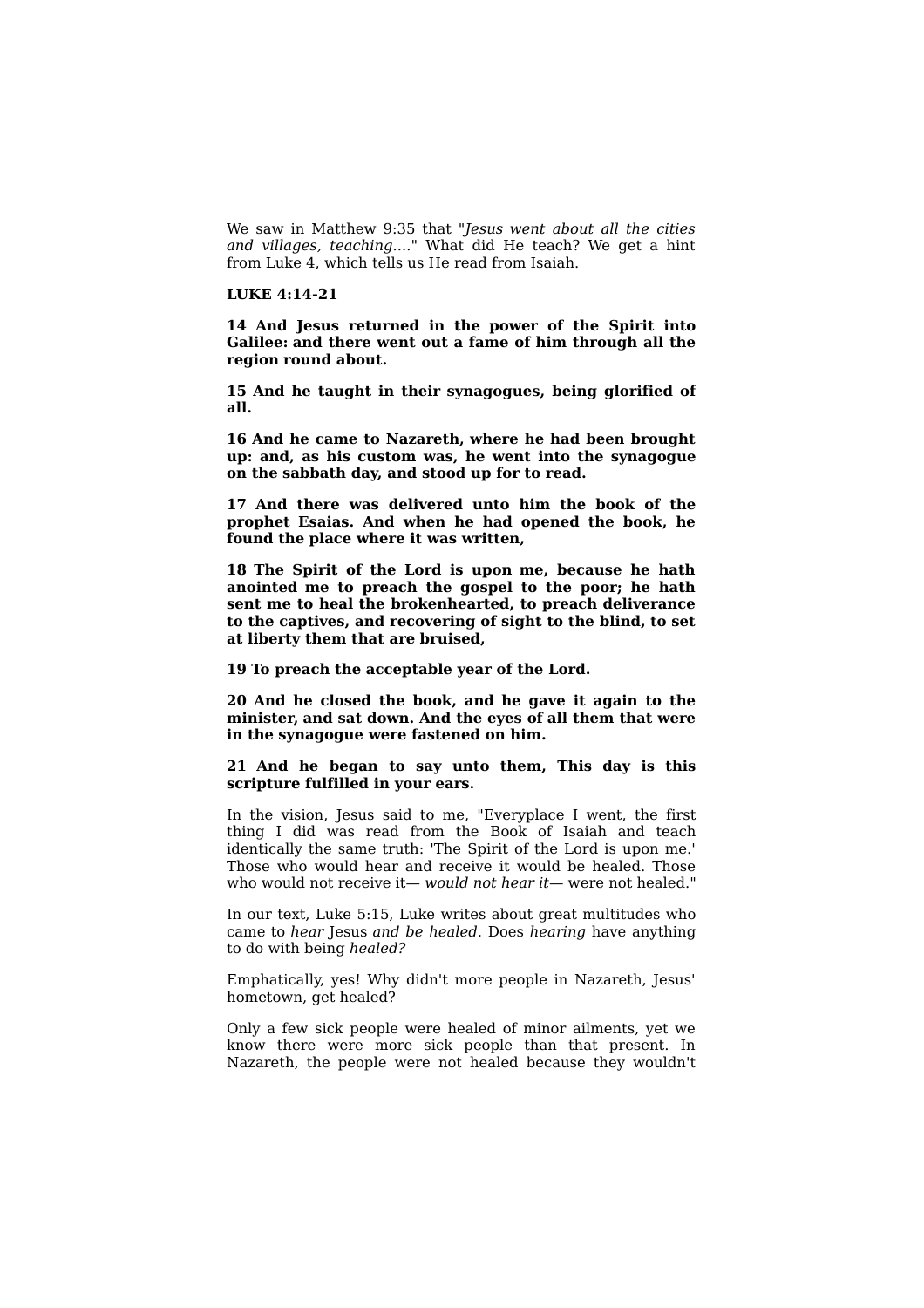We saw in Matthew 9:35 that "*Jesus went about all the cities and villages, teaching....*" What did He teach? We get a hint from Luke 4, which tells us He read from Isaiah.

**LUKE 4:14-21**

**14 And Jesus returned in the power of the Spirit into Galilee: and there went out a fame of him through all the region round about.**

**15 And he taught in their synagogues, being glorified of all.**

**16 And he came to Nazareth, where he had been brought up: and, as his custom was, he went into the synagogue on the sabbath day, and stood up for to read.**

**17 And there was delivered unto him the book of the prophet Esaias. And when he had opened the book, he found the place where it was written,**

**18 The Spirit of the Lord is upon me, because he hath anointed me to preach the gospel to the poor; he hath sent me to heal the brokenhearted, to preach deliverance to the captives, and recovering of sight to the blind, to set at liberty them that are bruised,**

**19 To preach the acceptable year of the Lord.**

**20 And he closed the book, and he gave it again to the minister, and sat down. And the eyes of all them that were in the synagogue were fastened on him.**

**21 And he began to say unto them, This day is this scripture fulfilled in your ears.**

In the vision, Jesus said to me, "Everyplace I went, the first thing I did was read from the Book of Isaiah and teach identically the same truth: 'The Spirit of the Lord is upon me.' Those who would hear and receive it would be healed. Those who would not receive it— *would not hear it*— were not healed."

In our text, Luke 5:15, Luke writes about great multitudes who came to *hear* Jesus *and be healed.* Does *hearing* have anything to do with being *healed?*

Emphatically, yes! Why didn't more people in Nazareth, Jesus' hometown, get healed?

Only a few sick people were healed of minor ailments, yet we know there were more sick people than that present. In Nazareth, the people were not healed because they wouldn't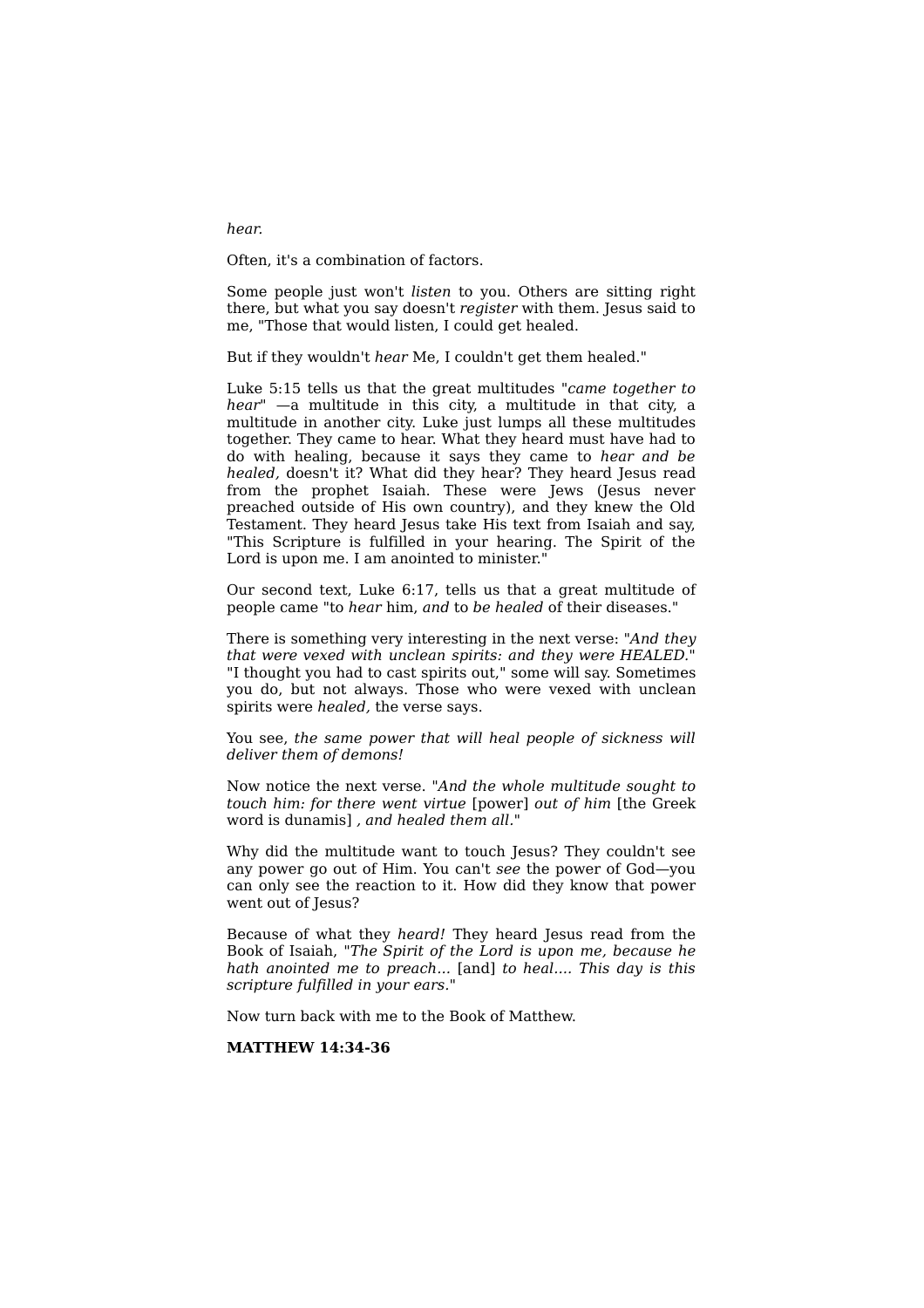*hear.*

Often, it's a combination of factors.

Some people just won't *listen* to you. Others are sitting right there, but what you say doesn't *register* with them. Jesus said to me, "Those that would listen, I could get healed.

But if they wouldn't *hear* Me, I couldn't get them healed."

Luke 5:15 tells us that the great multitudes "*came together to hear*" —a multitude in this city, a multitude in that city, a multitude in another city. Luke just lumps all these multitudes together. They came to hear. What they heard must have had to do with healing, because it says they came to *hear and be healed,* doesn't it? What did they hear? They heard Jesus read from the prophet Isaiah. These were Jews (Jesus never preached outside of His own country), and they knew the Old Testament. They heard Jesus take His text from Isaiah and say, "This Scripture is fulfilled in your hearing. The Spirit of the Lord is upon me. I am anointed to minister."

Our second text, Luke 6:17, tells us that a great multitude of people came "to *hear* him, *and* to *be healed* of their diseases."

There is something very interesting in the next verse: "*And they that were vexed with unclean spirits: and they were HEALED.*" "I thought you had to cast spirits out," some will say. Sometimes you do, but not always. Those who were vexed with unclean spirits were *healed,* the verse says.

You see, *the same power that will heal people of sickness will deliver them of demons!*

Now notice the next verse. "*And the whole multitude sought to touch him: for there went virtue* [power] *out of him* [the Greek word is dunamis] *, and healed them all.*"

Why did the multitude want to touch Jesus? They couldn't see any power go out of Him. You can't *see* the power of God—you can only see the reaction to it. How did they know that power went out of Jesus?

Because of what they *heard!* They heard Jesus read from the Book of Isaiah, "*The Spirit of the Lord is upon me, because he hath anointed me to preach...* [and] *to heal.... This day is this scripture fulfilled in your ears.*"

Now turn back with me to the Book of Matthew.

**MATTHEW 14:34-36**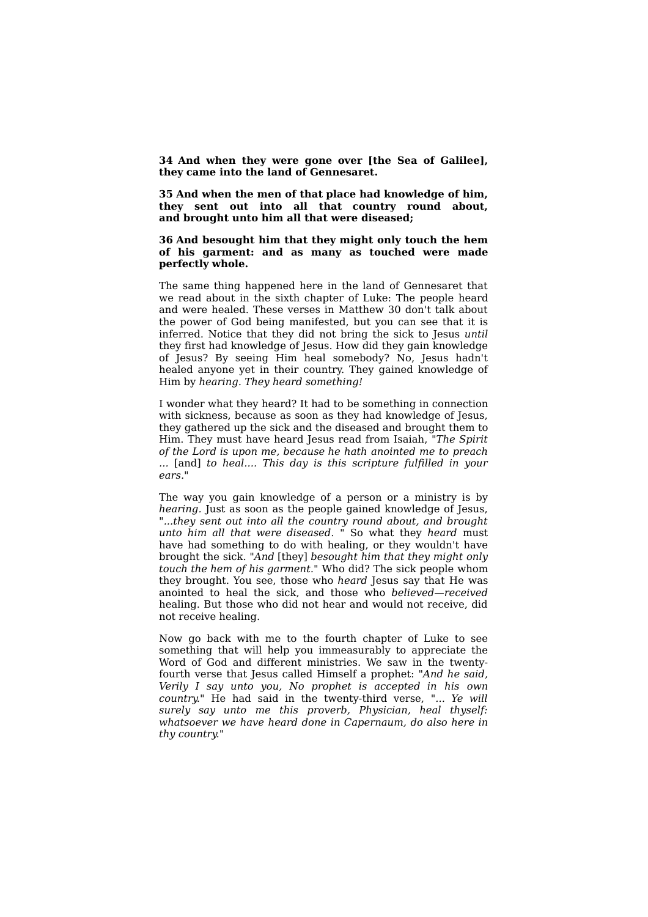**34 And when they were gone over [the Sea of Galilee], they came into the land of Gennesaret.**

**35 And when the men of that place had knowledge of him, they sent out into all that country round about, and brought unto him all that were diseased;**

**36 And besought him that they might only touch the hem of his garment: and as many as touched were made perfectly whole.**

The same thing happened here in the land of Gennesaret that we read about in the sixth chapter of Luke: The people heard and were healed. These verses in Matthew 30 don't talk about the power of God being manifested, but you can see that it is inferred. Notice that they did not bring the sick to Jesus *until* they first had knowledge of Jesus. How did they gain knowledge of Jesus? By seeing Him heal somebody? No, Jesus hadn't healed anyone yet in their country. They gained knowledge of Him by *hearing. They heard something!*

I wonder what they heard? It had to be something in connection with sickness, because as soon as they had knowledge of Jesus, they gathered up the sick and the diseased and brought them to Him. They must have heard Jesus read from Isaiah, "*The Spirit of the Lord is upon me, because he hath anointed me to preach* ... [and] *to heal.... This day is this scripture fulfilled in your ears*."

The way you gain knowledge of a person or a ministry is by *hearing.* Just as soon as the people gained knowledge of Jesus, "*...they sent out into all the country round about, and brought unto him all that were diseased.* " So what they *heard* must have had something to do with healing, or they wouldn't have brought the sick. "*And* [they] *besought him that they might only touch the hem of his garment.*" Who did? The sick people whom they brought. You see, those who *heard* Jesus say that He was anointed to heal the sick, and those who *believed—received* healing. But those who did not hear and would not receive, did not receive healing.

Now go back with me to the fourth chapter of Luke to see something that will help you immeasurably to appreciate the Word of God and different ministries. We saw in the twenty-fourth verse that Jesus called Himself a prophet: "*And he said, Verily I say unto you, No prophet is accepted in his own country.*" He had said in the twenty-third verse, "*... Ye will surely say unto me this proverb, Physician, heal thyself: whatsoever we have heard done in Capernaum, do also here in thy country.*"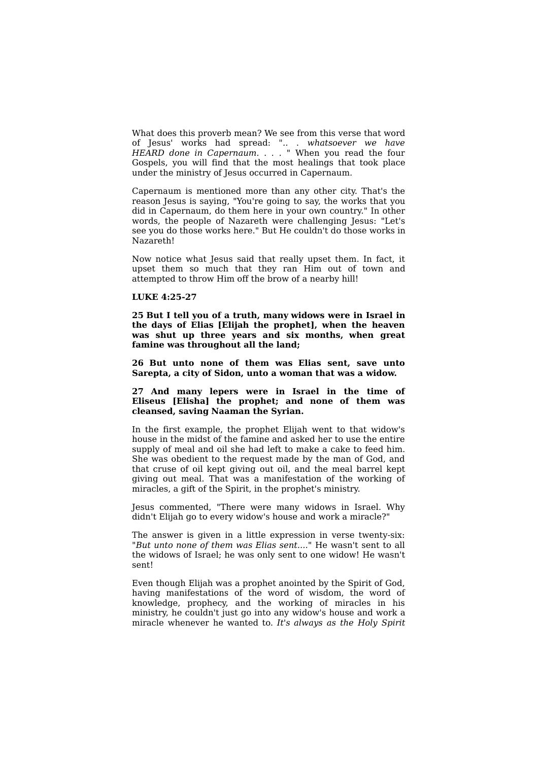What does this proverb mean? We see from this verse that word of Jesus' works had spread: ".. . *whatsoever we have HEARD done in Capernaum. . . .* " When you read the four Gospels, you will find that the most healings that took place under the ministry of Jesus occurred in Capernaum.

Capernaum is mentioned more than any other city. That's the reason Jesus is saying, "You're going to say, the works that you did in Capernaum, do them here in your own country." In other words, the people of Nazareth were challenging Jesus: "Let's see you do those works here." But He couldn't do those works in Nazareth!

Now notice what Jesus said that really upset them. In fact, it upset them so much that they ran Him out of town and attempted to throw Him off the brow of a nearby hill!

**LUKE 4:25-27**

**25 But I tell you of a truth, many widows were in Israel in the days of Elias [Elijah the prophet], when the heaven was shut up three years and six months, when great famine was throughout all the land;**

**26 But unto none of them was Elias sent, save unto Sarepta, a city of Sidon, unto a woman that was a widow.**

**27 And many lepers were in Israel in the time of Eliseus [Elisha] the prophet; and none of them was cleansed, saving Naaman the Syrian.**

In the first example, the prophet Elijah went to that widow's house in the midst of the famine and asked her to use the entire supply of meal and oil she had left to make a cake to feed him. She was obedient to the request made by the man of God, and that cruse of oil kept giving out oil, and the meal barrel kept giving out meal. That was a manifestation of the working of miracles, a gift of the Spirit, in the prophet's ministry.

Jesus commented, "There were many widows in Israel. Why didn't Elijah go to every widow's house and work a miracle?"

The answer is given in a little expression in verse twenty-six: "*But unto none of them was Elias sent....*" He wasn't sent to all the widows of Israel; he was only sent to one widow! He wasn't sent!

Even though Elijah was a prophet anointed by the Spirit of God, having manifestations of the word of wisdom, the word of knowledge, prophecy, and the working of miracles in his ministry, he couldn't just go into any widow's house and work a miracle whenever he wanted to. *It's always as the Holy Spirit*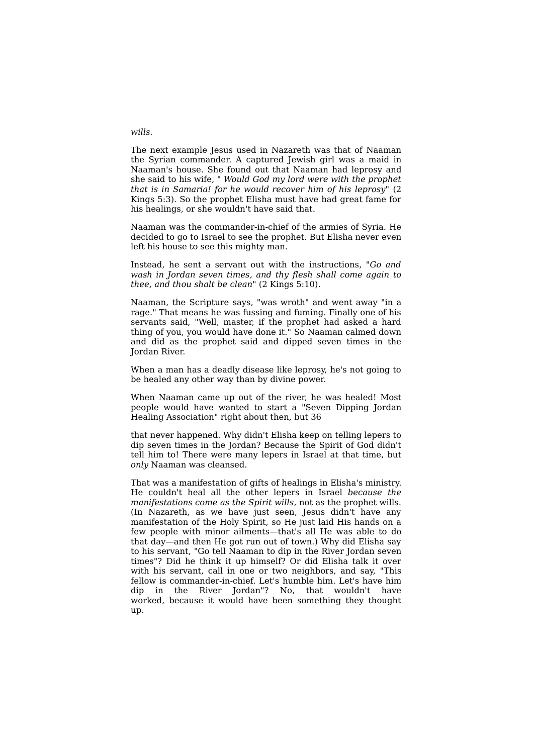*wills.*

The next example Jesus used in Nazareth was that of Naaman the Syrian commander. A captured Jewish girl was a maid in Naaman's house. She found out that Naaman had leprosy and she said to his wife, " *Would God my lord were with the prophet that is in Samaria! for he would recover him of his leprosy*" (2 Kings 5:3). So the prophet Elisha must have had great fame for his healings, or she wouldn't have said that.

Naaman was the commander-in-chief of the armies of Syria. He decided to go to Israel to see the prophet. But Elisha never even left his house to see this mighty man.

Instead, he sent a servant out with the instructions, "*Go and wash in Jordan seven times, and thy flesh shall come again to thee, and thou shalt be clean*" (2 Kings 5:10).

Naaman, the Scripture says, "was wroth" and went away "in a rage." That means he was fussing and fuming. Finally one of his servants said, "Well, master, if the prophet had asked a hard thing of you, you would have done it." So Naaman calmed down and did as the prophet said and dipped seven times in the Jordan River.

When a man has a deadly disease like leprosy, he's not going to be healed any other way than by divine power.

When Naaman came up out of the river, he was healed! Most people would have wanted to start a "Seven Dipping Jordan Healing Association" right about then, but that never happened. Why didn't Elisha keep on telling lepers to dip seven times in the Jordan? Because the Spirit of God didn't tell him to! There were many lepers in Israel at that time, but *only* Naaman was cleansed.

That was a manifestation of gifts of healings in Elisha's ministry. He couldn't heal all the other lepers in Israel *because the manifestations come as the Spirit wills,* not as the prophet wills. (In Nazareth, as we have just seen, Jesus didn't have any manifestation of the Holy Spirit, so He just laid His hands on a few people with minor ailments—that's all He was able to do that day—and then He got run out of town.) Why did Elisha say to his servant, "Go tell Naaman to dip in the River Jordan seven times"? Did he think it up himself? Or did Elisha talk it over with his servant, call in one or two neighbors, and say, "This fellow is commander-in-chief. Let's humble him. Let's have him dip in the River Jordan"? No, that wouldn't have worked, because it would have been something they thought up.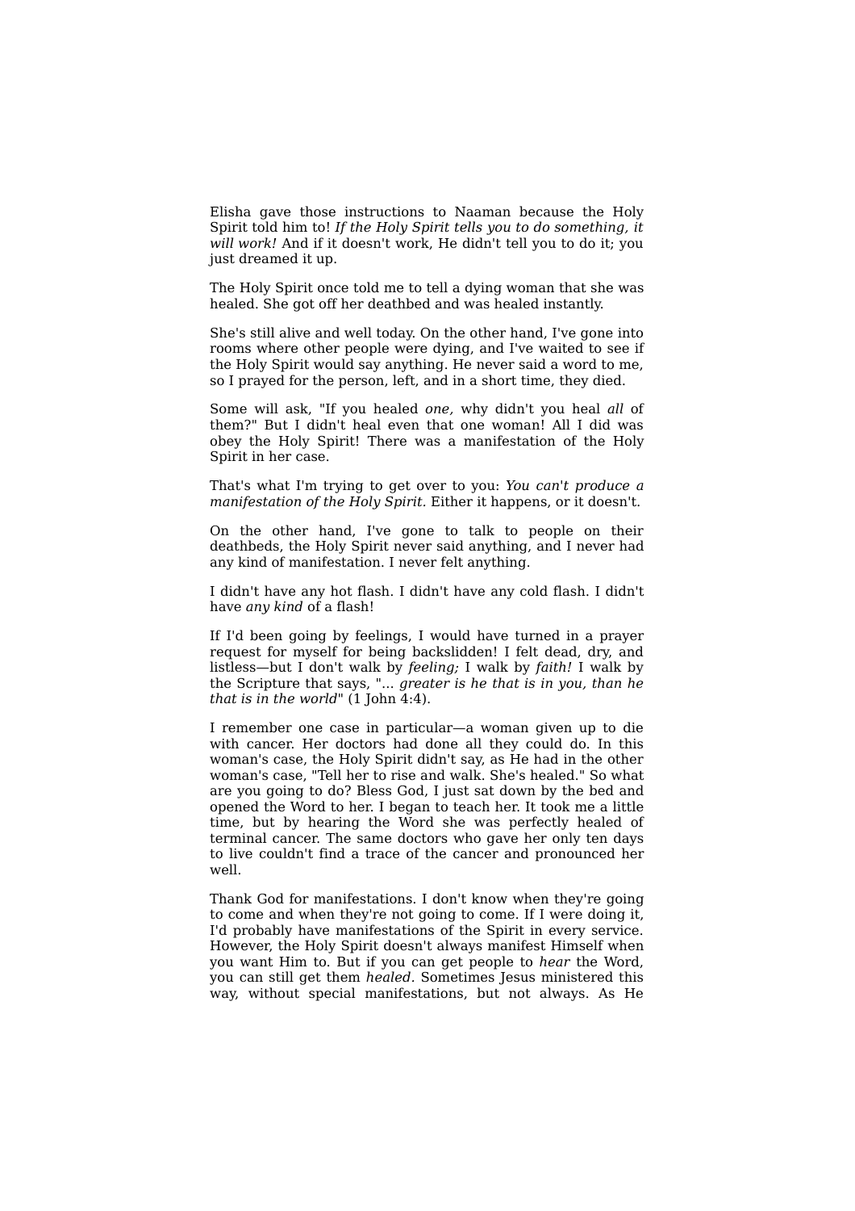Elisha gave those instructions to Naaman because the Holy Spirit told him to! *If the Holy Spirit tells you to do something, it will work!* And if it doesn't work, He didn't tell you to do it; you just dreamed it up.

The Holy Spirit once told me to tell a dying woman that she was healed. She got off her deathbed and was healed instantly.

She's still alive and well today. On the other hand, I've gone into rooms where other people were dying, and I've waited to see if the Holy Spirit would say anything. He never said a word to me, so I prayed for the person, left, and in a short time, they died.

Some will ask, "If you healed *one,* why didn't you heal *all* of them?" But I didn't heal even that one woman! All I did was obey the Holy Spirit! There was a manifestation of the Holy Spirit in her case.

That's what I'm trying to get over to you: *You can't produce a manifestation of the Holy Spirit.* Either it happens, or it doesn't.

On the other hand, I've gone to talk to people on their deathbeds, the Holy Spirit never said anything, and I never had any kind of manifestation. I never felt anything.

I didn't have any hot flash. I didn't have any cold flash. I didn't have *any kind* of a flash!

If I'd been going by feelings, I would have turned in a prayer request for myself for being backslidden! I felt dead, dry, and listless—but I don't walk by *feeling;* I walk by *faith!* I walk by the Scripture that says, "... *greater is he that is in you, than he that is in the world*" (1 John 4:4).

I remember one case in particular—a woman given up to die with cancer. Her doctors had done all they could do. In this woman's case, the Holy Spirit didn't say, as He had in the other woman's case, "Tell her to rise and walk. She's healed." So what are you going to do? Bless God, I just sat down by the bed and opened the Word to her. I began to teach her. It took me a little time, but by hearing the Word she was perfectly healed of terminal cancer. The same doctors who gave her only ten days to live couldn't find a trace of the cancer and pronounced her well.

Thank God for manifestations. I don't know when they're going to come and when they're not going to come. If I were doing it, I'd probably have manifestations of the Spirit in every service. However, the Holy Spirit doesn't always manifest Himself when you want Him to. But if you can get people to *hear* the Word, you can still get them *healed.* Sometimes Jesus ministered this way, without special manifestations, but not always. As He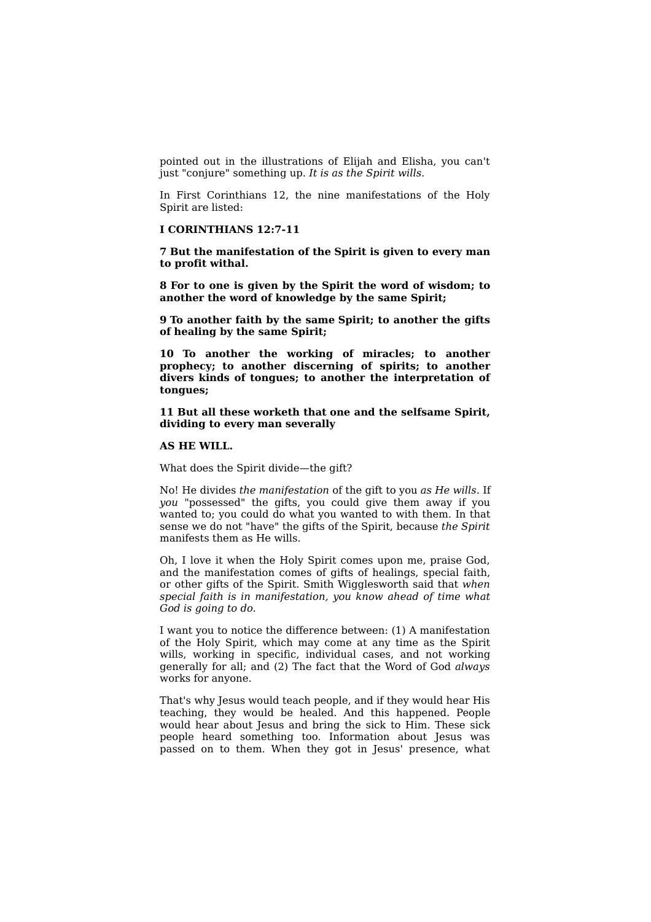pointed out in the illustrations of Elijah and Elisha, you can't just "conjure" something up. *It is as the Spirit wills.*

In First Corinthians 12, the nine manifestations of the Holy Spirit are listed:

**I CORINTHIANS 12:7-11**

**7 But the manifestation of the Spirit is given to every man to profit withal.**

**8 For to one is given by the Spirit the word of wisdom; to another the word of knowledge by the same Spirit;**

**9 To another faith by the same Spirit; to another the gifts of healing by the same Spirit;**

**10 To another the working of miracles; to another prophecy; to another discerning of spirits; to another divers kinds of tongues; to another the interpretation of tongues;**

**11 But all these worketh that one and the selfsame Spirit, dividing to every man severally**

**AS HE WILL.**

What does the Spirit divide—the gift?

No! He divides *the manifestation* of the gift to you *as He wills*. If *you* "possessed" the gifts, you could give them away if you wanted to; you could do what you wanted to with them. In that sense we do not "have" the gifts of the Spirit, because *the Spirit* manifests them as He wills.

Oh, I love it when the Holy Spirit comes upon me, praise God, and the manifestation comes of gifts of healings, special faith, or other gifts of the Spirit. Smith Wigglesworth said that *when special faith is in manifestation, you know ahead of time what God is going to do.*

I want you to notice the difference between: (1) A manifestation of the Holy Spirit, which may come at any time as the Spirit wills, working in specific, individual cases, and not working generally for all; and (2) The fact that the Word of God *always* works for anyone.

That's why Jesus would teach people, and if they would hear His teaching, they would be healed. And this happened. People would hear about Jesus and bring the sick to Him. These sick people heard something too. Information about Jesus was passed on to them. When they got in Jesus' presence, what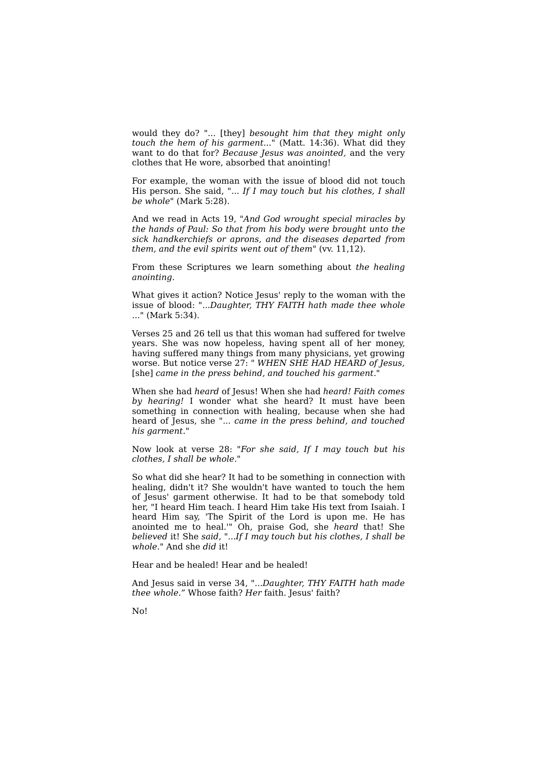would they do? "... [they] *besought him that they might only touch the hem of his garment...*" (Matt. 14:36). What did they want to do that for? *Because Jesus was anointed,* and the very clothes that He wore, absorbed that anointing!

For example, the woman with the issue of blood did not touch His person. She said, "*... If I may touch but his clothes, I shall be whole*" (Mark 5:28).

And we read in Acts 19, "*And God wrought special miracles by the hands of Paul: So that from his body were brought unto the sick handkerchiefs or aprons, and the diseases departed from them, and the evil spirits went out of them*" (vv. 11,12).

From these Scriptures we learn something about *the healing anointing.*

What gives it action? Notice Jesus' reply to the woman with the issue of blood: "*...Daughter, THY FAITH hath made thee whole* ..." (Mark 5:34).

Verses 25 and 26 tell us that this woman had suffered for twelve years. She was now hopeless, having spent all of her money, having suffered many things from many physicians, yet growing worse. But notice verse 27: " *WHEN SHE HAD HEARD of Jesus,* [she] *came in the press behind, and touched his garment.*"

When she had *heard* of Jesus! When she had *heard! Faith comes by hearing!* I wonder what she heard? It must have been something in connection with healing, because when she had heard of Jesus, she "*... came in the press behind, and touched his garment.*"

Now look at verse 28: "*For she said, If I may touch but his clothes, I shall be whole.*"

So what did she hear? It had to be something in connection with healing, didn't it? She wouldn't have wanted to touch the hem of Jesus' garment otherwise. It had to be that somebody told her, "I heard Him teach. I heard Him take His text from Isaiah. I heard Him say, 'The Spirit of the Lord is upon me. He has anointed me to heal.'" Oh, praise God, she *heard* that! She *believed* it! She *said,* "*...If I may touch but his clothes, I shall be whole.*" And she *did* it!

Hear and be healed! Hear and be healed!

And Jesus said in verse 34, "*...Daughter, THY FAITH hath made thee whole.*" Whose faith? *Her* faith. Jesus' faith?

No!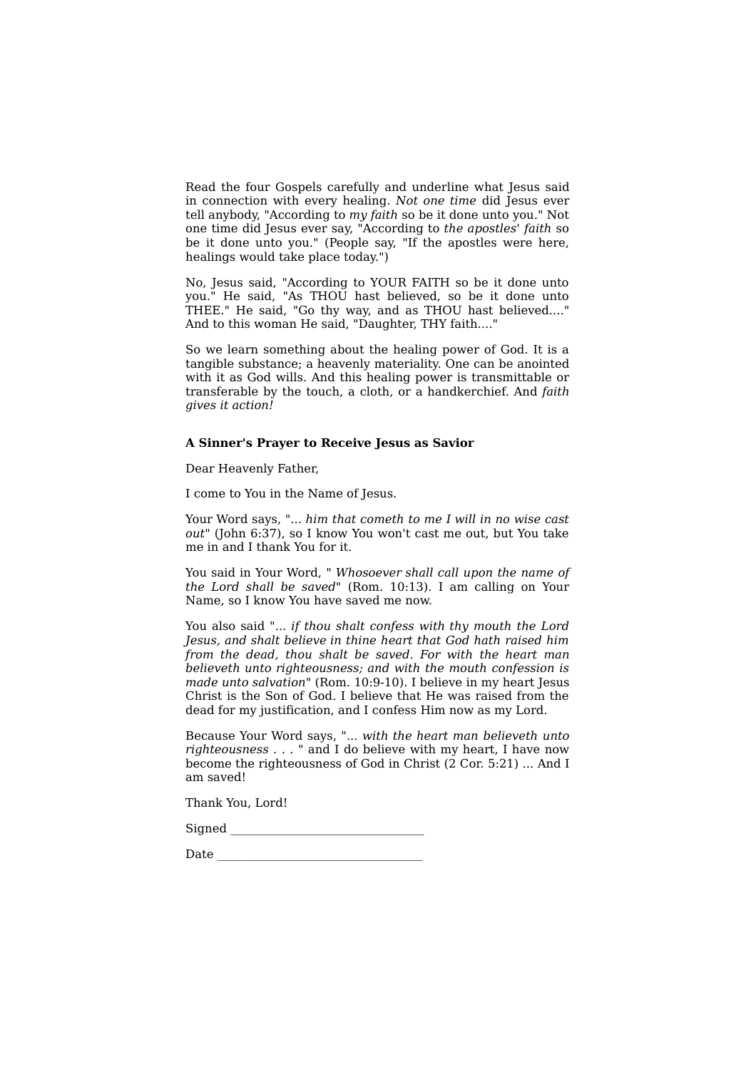Read the four Gospels carefully and underline what Jesus said in connection with every healing. *Not one time* did Jesus ever tell anybody, "According to *my faith* so be it done unto you." Not one time did Jesus ever say, "According to *the apostles' faith* so be it done unto you." (People say, "If the apostles were here, healings would take place today.")

No, Jesus said, "According to YOUR FAITH so be it done unto you." He said, "As THOU hast believed, so be it done unto THEE." He said, "Go thy way, and as THOU hast believed...." And to this woman He said, "Daughter, THY faith...."

So we learn something about the healing power of God. It is a tangible substance; a heavenly materiality. One can be anointed with it as God wills. And this healing power is transmittable or transferable by the touch, a cloth, or a handkerchief. And *faith gives it action!*

**A Sinner's Prayer to Receive Jesus as Savior**

Dear Heavenly Father,

I come to You in the Name of Jesus.

Your Word says, "*... him that cometh to me I will in no wise cast out*" (John 6:37), so I know You won't cast me out, but You take me in and I thank You for it.

You said in Your Word, " *Whosoever shall call upon the name of the Lord shall be saved*" (Rom. 10:13). I am calling on Your Name, so I know You have saved me now.

You also said "*... if thou shalt confess with thy mouth the Lord Jesus, and shalt believe in thine heart that God hath raised him from the dead, thou shalt be saved. For with the heart man believeth unto righteousness; and with the mouth confession is made unto salvation*" (Rom. 10:9-10). I believe in my heart Jesus Christ is the Son of God. I believe that He was raised from the dead for my justification, and I confess Him now as my Lord.

Because Your Word says, "... *with the heart man believeth unto righteousness* . . . " and I do believe with my heart, I have now become the righteousness of God in Christ (2 Cor. 5:21) ... And I am saved!

Thank You, Lord!

Signed ________________________________

Date __________________________________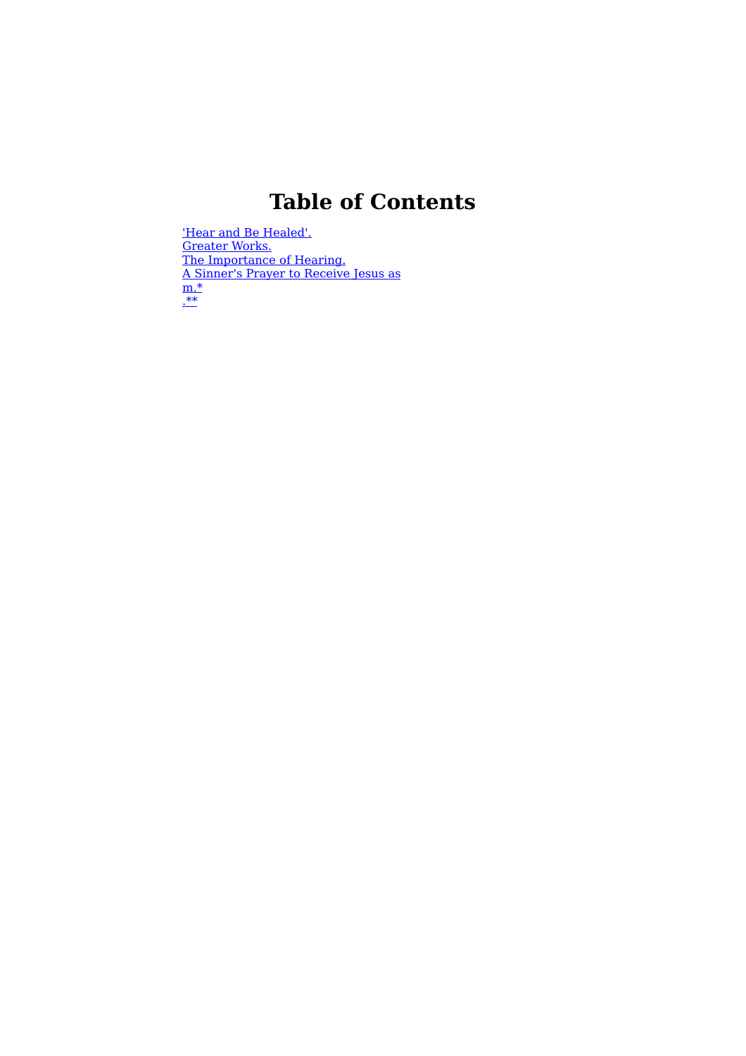# Table of Contents

'Hear and Be Healed'.
Greater Works.
The Importance of Hearing.
A Sinner's Prayer to Receive Jesus as
m.*
.**